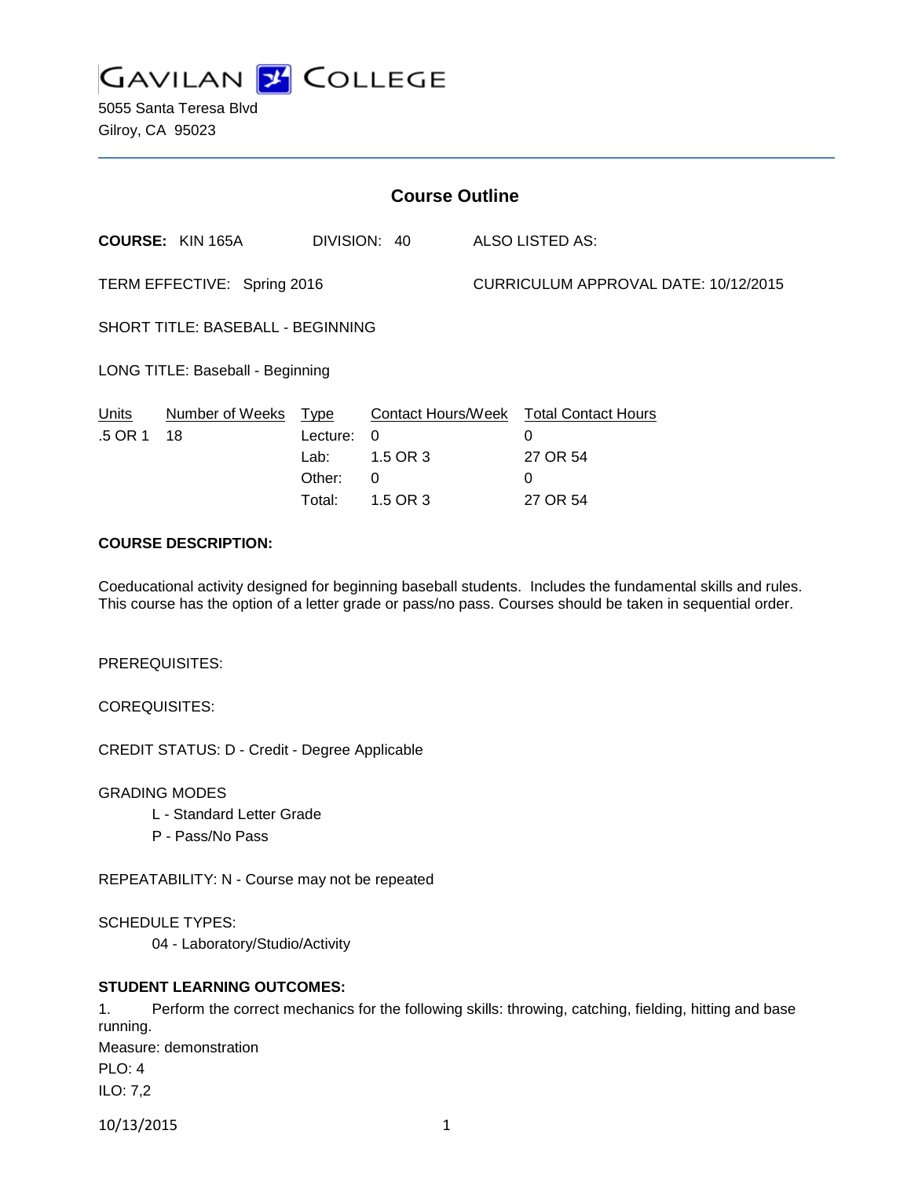# GAVILAN COLLEGE

5055 Santa Teresa Blvd
Gilroy, CA 95023

## Course Outline

**COURSE:** KIN 165A DIVISION: 40 ALSO LISTED AS:

TERM EFFECTIVE: Spring 2016 CURRICULUM APPROVAL DATE: 10/12/2015

SHORT TITLE: BASEBALL - BEGINNING

LONG TITLE: Baseball - Beginning

| Units | Number of Weeks | Type | Contact Hours/Week | Total Contact Hours |
|---|---|---|---|---|
| .5 OR 1 | 18 | Lecture: | 0 | 0 |
| | | Lab: | 1.5 OR 3 | 27 OR 54 |
| | | Other: | 0 | 0 |
| | | Total: | 1.5 OR 3 | 27 OR 54 |

**COURSE DESCRIPTION:**

Coeducational activity designed for beginning baseball students. Includes the fundamental skills and rules. This course has the option of a letter grade or pass/no pass. Courses should be taken in sequential order.

PREREQUISITES:

COREQUISITES:

CREDIT STATUS: D - Credit - Degree Applicable

GRADING MODES

- L - Standard Letter Grade
- P - Pass/No Pass

REPEATABILITY: N - Course may not be repeated

SCHEDULE TYPES:

- 04 - Laboratory/Studio/Activity

**STUDENT LEARNING OUTCOMES:**

1. Perform the correct mechanics for the following skills: throwing, catching, fielding, hitting and base running.

Measure: demonstration
PLO: 4
ILO: 7,2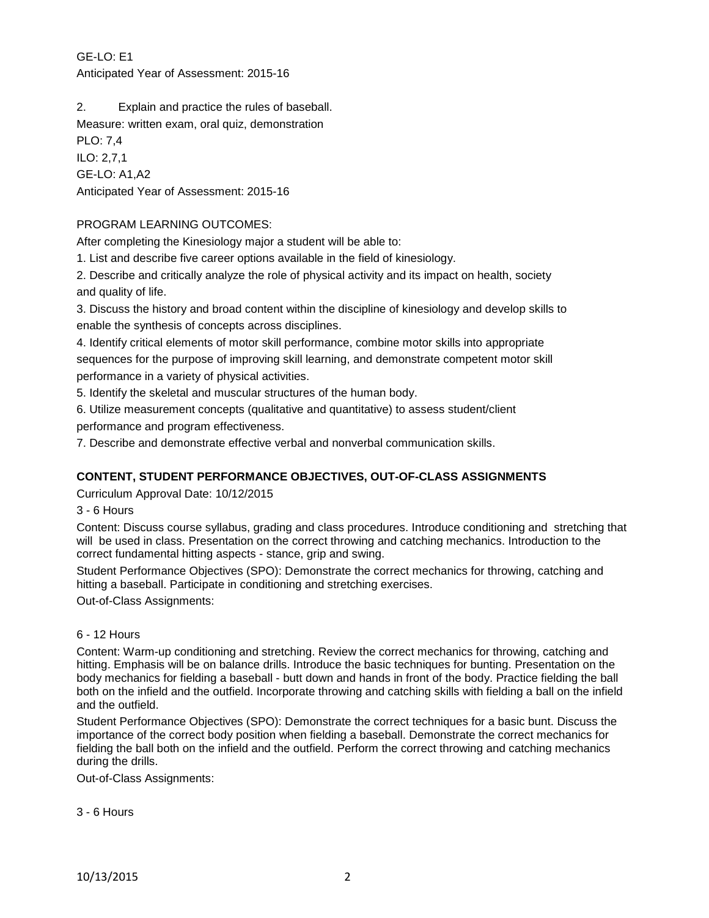GE-LO: E1
Anticipated Year of Assessment: 2015-16

2. Explain and practice the rules of baseball.
Measure: written exam, oral quiz, demonstration
PLO: 7,4
ILO: 2,7,1
GE-LO: A1,A2
Anticipated Year of Assessment: 2015-16

PROGRAM LEARNING OUTCOMES:
After completing the Kinesiology major a student will be able to:
1. List and describe five career options available in the field of kinesiology.
2. Describe and critically analyze the role of physical activity and its impact on health, society and quality of life.
3. Discuss the history and broad content within the discipline of kinesiology and develop skills to enable the synthesis of concepts across disciplines.
4. Identify critical elements of motor skill performance, combine motor skills into appropriate sequences for the purpose of improving skill learning, and demonstrate competent motor skill performance in a variety of physical activities.
5. Identify the skeletal and muscular structures of the human body.
6. Utilize measurement concepts (qualitative and quantitative) to assess student/client performance and program effectiveness.
7. Describe and demonstrate effective verbal and nonverbal communication skills.

**CONTENT, STUDENT PERFORMANCE OBJECTIVES, OUT-OF-CLASS ASSIGNMENTS**

Curriculum Approval Date: 10/12/2015

3 - 6 Hours

Content: Discuss course syllabus, grading and class procedures. Introduce conditioning and stretching that will be used in class. Presentation on the correct throwing and catching mechanics. Introduction to the correct fundamental hitting aspects - stance, grip and swing.

Student Performance Objectives (SPO): Demonstrate the correct mechanics for throwing, catching and hitting a baseball. Participate in conditioning and stretching exercises.

Out-of-Class Assignments:

6 - 12 Hours

Content: Warm-up conditioning and stretching. Review the correct mechanics for throwing, catching and hitting. Emphasis will be on balance drills. Introduce the basic techniques for bunting. Presentation on the body mechanics for fielding a baseball - butt down and hands in front of the body. Practice fielding the ball both on the infield and the outfield. Incorporate throwing and catching skills with fielding a ball on the infield and the outfield.

Student Performance Objectives (SPO): Demonstrate the correct techniques for a basic bunt. Discuss the importance of the correct body position when fielding a baseball. Demonstrate the correct mechanics for fielding the ball both on the infield and the outfield. Perform the correct throwing and catching mechanics during the drills.

Out-of-Class Assignments:

3 - 6 Hours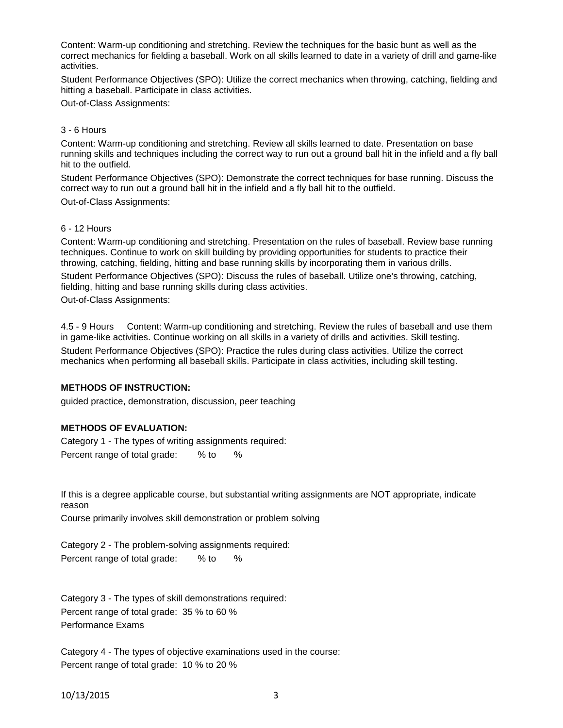Content: Warm-up conditioning and stretching. Review the techniques for the basic bunt as well as the correct mechanics for fielding a baseball. Work on all skills learned to date in a variety of drill and game-like activities.

Student Performance Objectives (SPO): Utilize the correct mechanics when throwing, catching, fielding and hitting a baseball. Participate in class activities.

Out-of-Class Assignments:

3 - 6 Hours

Content: Warm-up conditioning and stretching. Review all skills learned to date. Presentation on base running skills and techniques including the correct way to run out a ground ball hit in the infield and a fly ball hit to the outfield.

Student Performance Objectives (SPO): Demonstrate the correct techniques for base running. Discuss the correct way to run out a ground ball hit in the infield and a fly ball hit to the outfield.

Out-of-Class Assignments:

6 - 12 Hours

Content: Warm-up conditioning and stretching. Presentation on the rules of baseball. Review base running techniques. Continue to work on skill building by providing opportunities for students to practice their throwing, catching, fielding, hitting and base running skills by incorporating them in various drills.

Student Performance Objectives (SPO): Discuss the rules of baseball. Utilize one's throwing, catching, fielding, hitting and base running skills during class activities.

Out-of-Class Assignments:

4.5 - 9 Hours Content: Warm-up conditioning and stretching. Review the rules of baseball and use them in game-like activities. Continue working on all skills in a variety of drills and activities. Skill testing.

Student Performance Objectives (SPO): Practice the rules during class activities. Utilize the correct mechanics when performing all baseball skills. Participate in class activities, including skill testing.

**METHODS OF INSTRUCTION:**

guided practice, demonstration, discussion, peer teaching

**METHODS OF EVALUATION:**

Category 1 - The types of writing assignments required:

Percent range of total grade: % to %

If this is a degree applicable course, but substantial writing assignments are NOT appropriate, indicate reason

Course primarily involves skill demonstration or problem solving

Category 2 - The problem-solving assignments required:

Percent range of total grade: % to %

Category 3 - The types of skill demonstrations required:

Percent range of total grade: 35 % to 60 %

Performance Exams

Category 4 - The types of objective examinations used in the course:

Percent range of total grade: 10 % to 20 %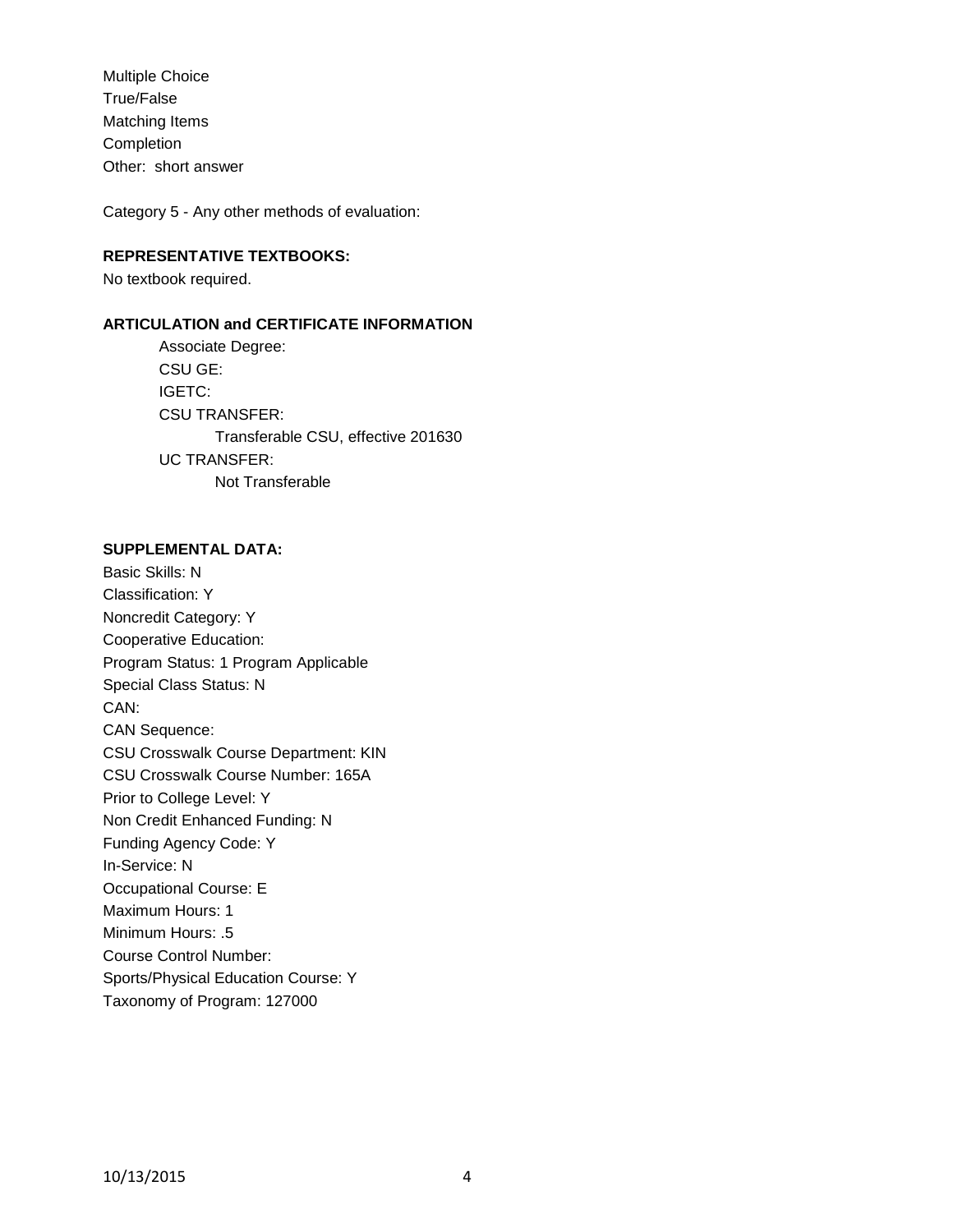Multiple Choice
True/False
Matching Items
Completion
Other: short answer

Category 5 - Any other methods of evaluation:

**REPRESENTATIVE TEXTBOOKS:**

No textbook required.

**ARTICULATION and CERTIFICATE INFORMATION**

Associate Degree:
CSU GE:
IGETC:
CSU TRANSFER:
Transferable CSU, effective 201630
UC TRANSFER:
Not Transferable

**SUPPLEMENTAL DATA:**

Basic Skills: N
Classification: Y
Noncredit Category: Y
Cooperative Education:
Program Status: 1 Program Applicable
Special Class Status: N
CAN:
CAN Sequence:
CSU Crosswalk Course Department: KIN
CSU Crosswalk Course Number: 165A
Prior to College Level: Y
Non Credit Enhanced Funding: N
Funding Agency Code: Y
In-Service: N
Occupational Course: E
Maximum Hours: 1
Minimum Hours: .5
Course Control Number:
Sports/Physical Education Course: Y
Taxonomy of Program: 127000